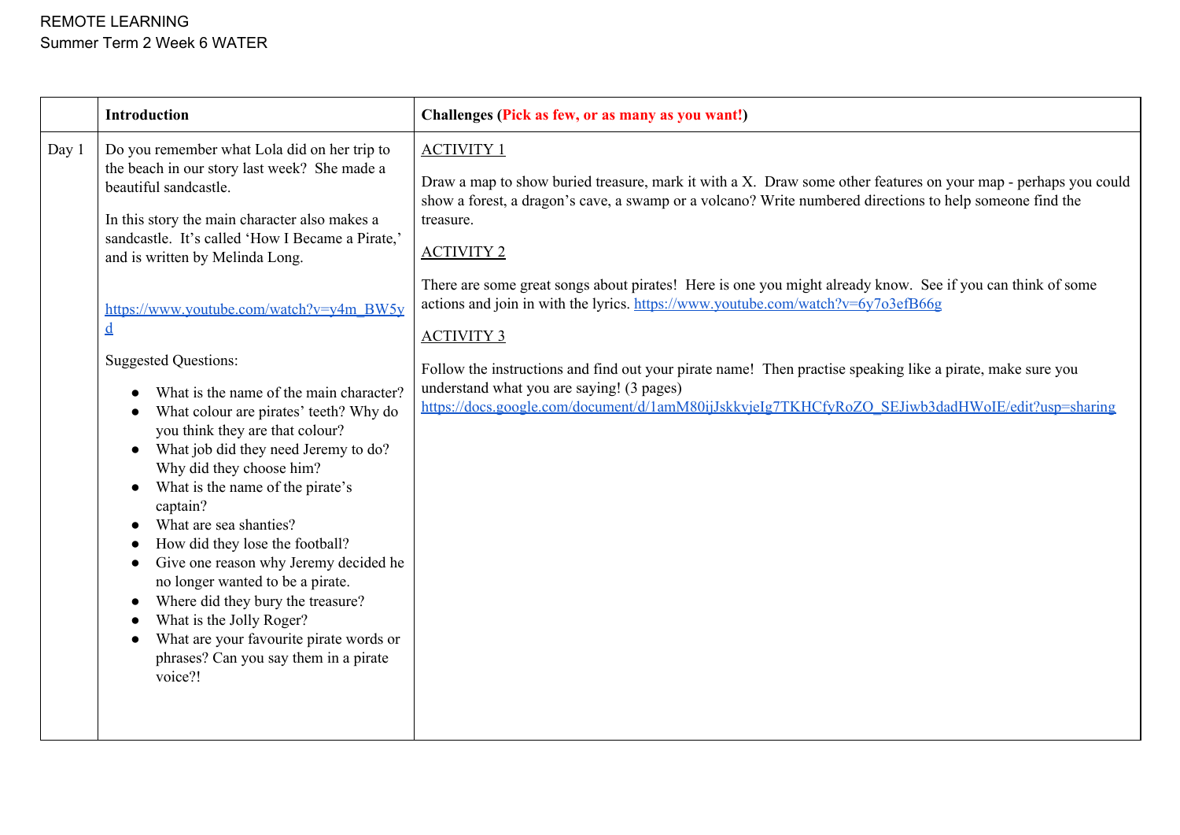REMOTE LEARNING
Summer Term 2 Week 6 WATER

| | **Introduction** | **Challenges (Pick as few, or as many as you want!)** |
|---|---|---|
| Day 1 | Do you remember what Lola did on her trip to the beach in our story last week? She made a beautiful sandcastle.<br><br>In this story the main character also makes a sandcastle. It's called 'How I Became a Pirate,' and is written by Melinda Long.<br><br>https://www.youtube.com/watch?v=y4m_BW5yd<br><br>Suggested Questions:<br><br>• What is the name of the main character?<br>• What colour are pirates' teeth? Why do you think they are that colour?<br>• What job did they need Jeremy to do? Why did they choose him?<br>• What is the name of the pirate's captain?<br>• What are sea shanties?<br>• How did they lose the football?<br>• Give one reason why Jeremy decided he no longer wanted to be a pirate.<br>• Where did they bury the treasure?<br>• What is the Jolly Roger?<br>• What are your favourite pirate words or phrases? Can you say them in a pirate voice?! | <u>ACTIVITY 1</u><br><br>Draw a map to show buried treasure, mark it with a X. Draw some other features on your map - perhaps you could show a forest, a dragon's cave, a swamp or a volcano? Write numbered directions to help someone find the treasure.<br><br><u>ACTIVITY 2</u><br><br>There are some great songs about pirates! Here is one you might already know. See if you can think of some actions and join in with the lyrics. https://www.youtube.com/watch?v=6y7o3efB66g<br><br><u>ACTIVITY 3</u><br><br>Follow the instructions and find out your pirate name! Then practise speaking like a pirate, make sure you understand what you are saying! (3 pages)<br>https://docs.google.com/document/d/1amM80ijJskkvjeIg7TKHCfyRoZO_SEJiwb3dadHWoIE/edit?usp=sharing |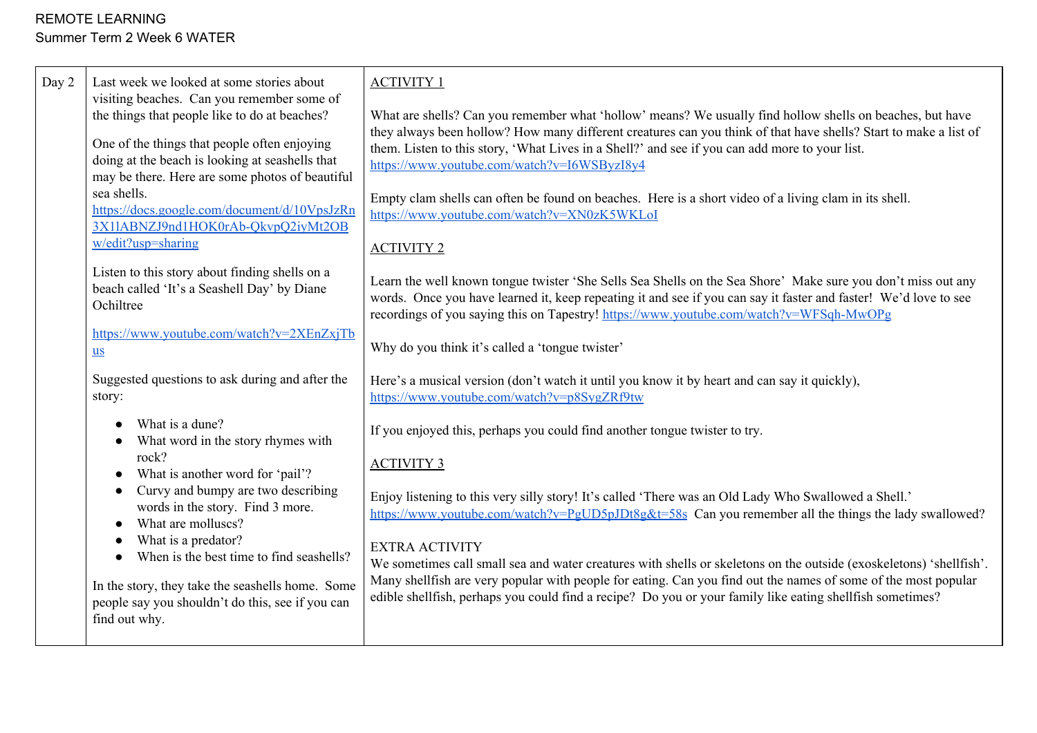REMOTE LEARNING

Summer Term 2 Week 6 WATER

| | | |
|---|---|---|
| Day 2 | Last week we looked at some stories about visiting beaches. Can you remember some of the things that people like to do at beaches?<br><br>One of the things that people often enjoying doing at the beach is looking at seashells that may be there. Here are some photos of beautiful sea shells. https://docs.google.com/document/d/10VpsJzRn3X1lABNZJ9nd1HOK0rAb-QkvpQ2iyMt2OBw/edit?usp=sharing<br><br>Listen to this story about finding shells on a beach called 'It's a Seashell Day' by Diane Ochiltree<br><br>https://www.youtube.com/watch?v=2XEnZxjTbus<br><br>Suggested questions to ask during and after the story:<br><br>• What is a dune?<br>• What word in the story rhymes with rock?<br>• What is another word for 'pail'?<br>• Curvy and bumpy are two describing words in the story. Find 3 more.<br>• What are molluscs?<br>• What is a predator?<br>• When is the best time to find seashells?<br><br>In the story, they take the seashells home. Some people say you shouldn't do this, see if you can find out why. | <u>ACTIVITY 1</u><br><br>What are shells? Can you remember what 'hollow' means? We usually find hollow shells on beaches, but have they always been hollow? How many different creatures can you think of that have shells? Start to make a list of them. Listen to this story, 'What Lives in a Shell?' and see if you can add more to your list. https://www.youtube.com/watch?v=I6WSByzI8y4<br><br>Empty clam shells can often be found on beaches. Here is a short video of a living clam in its shell. https://www.youtube.com/watch?v=XN0zK5WKLoI<br><br><u>ACTIVITY 2</u><br><br>Learn the well known tongue twister 'She Sells Sea Shells on the Sea Shore' Make sure you don't miss out any words. Once you have learned it, keep repeating it and see if you can say it faster and faster! We'd love to see recordings of you saying this on Tapestry! https://www.youtube.com/watch?v=WFSqh-MwOPg<br><br>Why do you think it's called a 'tongue twister'<br><br>Here's a musical version (don't watch it until you know it by heart and can say it quickly), https://www.youtube.com/watch?v=p8SygZRf9tw<br><br>If you enjoyed this, perhaps you could find another tongue twister to try.<br><br><u>ACTIVITY 3</u><br><br>Enjoy listening to this very silly story! It's called 'There was an Old Lady Who Swallowed a Shell.' https://www.youtube.com/watch?v=PgUD5pJDt8g&t=58s Can you remember all the things the lady swallowed?<br><br>EXTRA ACTIVITY<br>We sometimes call small sea and water creatures with shells or skeletons on the outside (exoskeletons) 'shellfish'. Many shellfish are very popular with people for eating. Can you find out the names of some of the most popular edible shellfish, perhaps you could find a recipe? Do you or your family like eating shellfish sometimes? |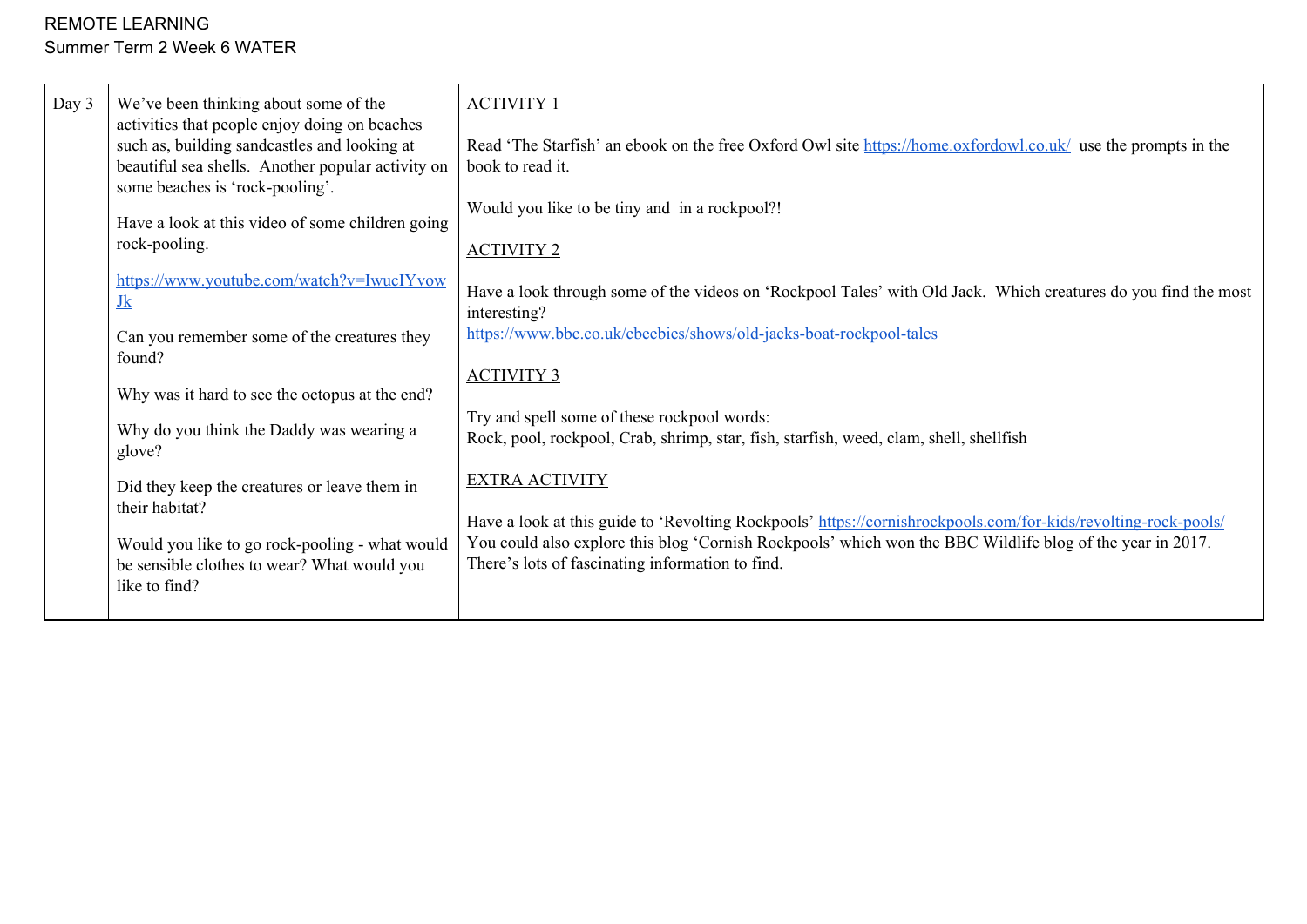REMOTE LEARNING
Summer Term 2 Week 6 WATER

| Day 3 | We've been thinking about some of the activities that people enjoy doing on beaches such as, building sandcastles and looking at beautiful sea shells. Another popular activity on some beaches is 'rock-pooling'.<br><br>Have a look at this video of some children going rock-pooling.<br><br>https://www.youtube.com/watch?v=IwucIYvowJk<br><br>Can you remember some of the creatures they found?<br><br>Why was it hard to see the octopus at the end?<br><br>Why do you think the Daddy was wearing a glove?<br><br>Did they keep the creatures or leave them in their habitat?<br><br>Would you like to go rock-pooling - what would be sensible clothes to wear? What would you like to find? | ACTIVITY 1<br><br>Read 'The Starfish' an ebook on the free Oxford Owl site https://home.oxfordowl.co.uk/ use the prompts in the book to read it.<br><br>Would you like to be tiny and in a rockpool?!<br><br>ACTIVITY 2<br><br>Have a look through some of the videos on 'Rockpool Tales' with Old Jack. Which creatures do you find the most interesting?<br>https://www.bbc.co.uk/cbeebies/shows/old-jacks-boat-rockpool-tales<br><br>ACTIVITY 3<br><br>Try and spell some of these rockpool words:<br>Rock, pool, rockpool, Crab, shrimp, star, fish, starfish, weed, clam, shell, shellfish<br><br>EXTRA ACTIVITY<br><br>Have a look at this guide to 'Revolting Rockpools' https://cornishrockpools.com/for-kids/revolting-rock-pools/<br>You could also explore this blog 'Cornish Rockpools' which won the BBC Wildlife blog of the year in 2017. There's lots of fascinating information to find. |
|---|---|---|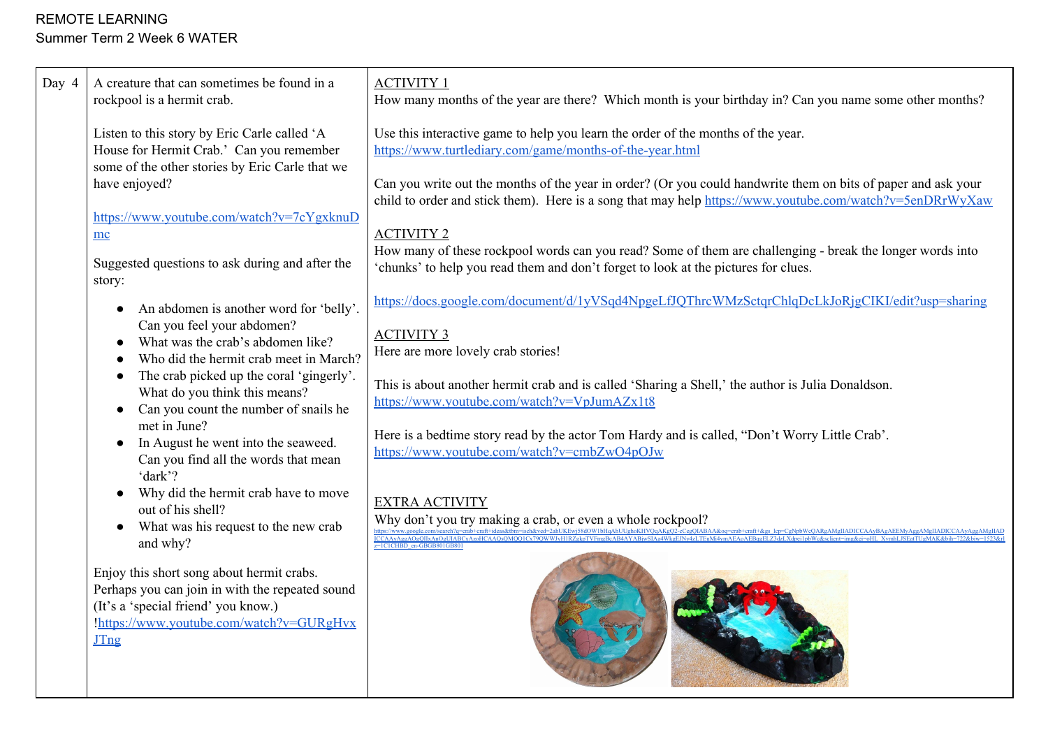REMOTE LEARNING

Summer Term 2 Week 6 WATER

| Day 4 | A creature that can sometimes be found in a rockpool is a hermit crab.<br><br>Listen to this story by Eric Carle called 'A House for Hermit Crab.' Can you remember some of the other stories by Eric Carle that we have enjoyed?<br><br>https://www.youtube.com/watch?v=7cYgxknuDmc<br><br>Suggested questions to ask during and after the story:<br><br>• An abdomen is another word for 'belly'. Can you feel your abdomen?<br>• What was the crab's abdomen like?<br>• Who did the hermit crab meet in March?<br>• The crab picked up the coral 'gingerly'. What do you think this means?<br>• Can you count the number of snails he met in June?<br>• In August he went into the seaweed. Can you find all the words that mean 'dark'?<br>• Why did the hermit crab have to move out of his shell?<br>• What was his request to the new crab and why?<br><br>Enjoy this short song about hermit crabs. Perhaps you can join in with the repeated sound (It's a 'special friend' you know.)<br>!https://www.youtube.com/watch?v=GURgHvxJTng | ACTIVITY 1<br>How many months of the year are there? Which month is your birthday in? Can you name some other months?<br><br>Use this interactive game to help you learn the order of the months of the year.<br>https://www.turtlediary.com/game/months-of-the-year.html<br><br>Can you write out the months of the year in order? (Or you could handwrite them on bits of paper and ask your child to order and stick them). Here is a song that may help https://www.youtube.com/watch?v=5enDRrWyXaw<br><br>ACTIVITY 2<br>How many of these rockpool words can you read? Some of them are challenging - break the longer words into 'chunks' to help you read them and don't forget to look at the pictures for clues.<br><br>https://docs.google.com/document/d/1yVSqd4NpgeLfJQThrcWMzSctqrChlqDcLkJoRjgCIKI/edit?usp=sharing<br><br>ACTIVITY 3<br>Here are more lovely crab stories!<br><br>This is about another hermit crab and is called 'Sharing a Shell,' the author is Julia Donaldson.<br>https://www.youtube.com/watch?v=VpJumAZx1t8<br><br>Here is a bedtime story read by the actor Tom Hardy and is called, "Don't Worry Little Crab'.<br>https://www.youtube.com/watch?v=cmbZwO4pOJw<br><br>EXTRA ACTIVITY<br>Why don't you try making a crab, or even a whole rockpool?<br>https://www.google.com/search?q=crab+craft+ideas&tbm=isch&ved=2ahUKEwj58dOW1bHqAhUUgboKHVQqAKgQ2-cCegQIABAA&oq=crab+craft+&gs_lcp=CgNpbWcQARgAMgIIADICCAAyBAgAEEMyAggAMgIIADICCAAyAggAMgIIADICCAAyAggAOgQIIxAnOgUIABCxAzoHCAAQsQMQQ1Cx79QWWJyH1RZgkpTVFmgBcAB4AYABjwSIAa4WkgEJNy4zLTEuMi4ymAEAoAEBqgELZ3dzLXdpei1pbWc&sclient=img&ei=oHL_XvmhLJSEatTUgMAK&bih=722&biw=1523&rlz=1C1CHBD_en-GBGB801GB801 |
|---|---|---|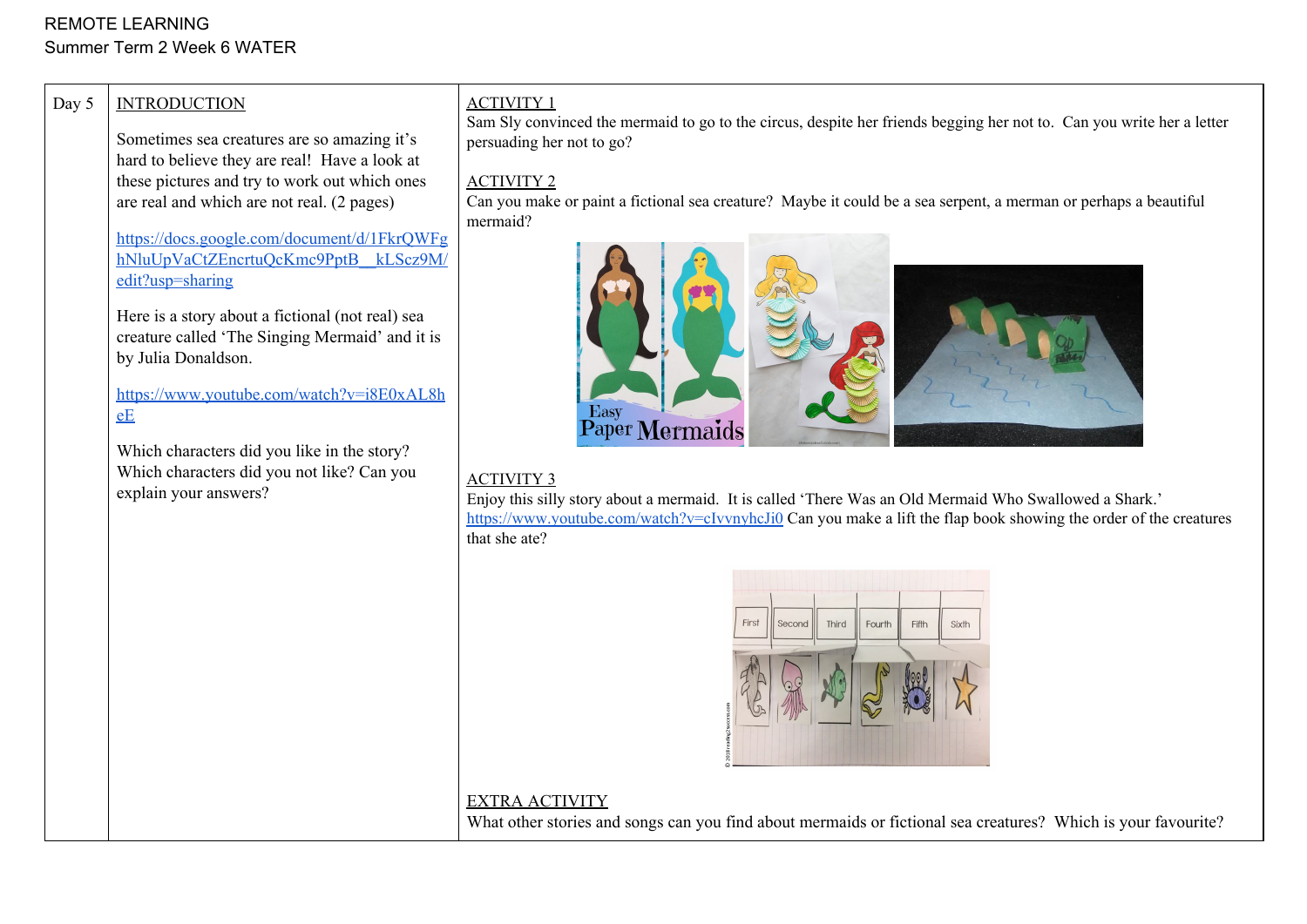REMOTE LEARNING
Summer Term 2 Week 6 WATER

| | | |
|---|---|---|
| Day 5 | INTRODUCTION<br><br>Sometimes sea creatures are so amazing it's hard to believe they are real! Have a look at these pictures and try to work out which ones are real and which are not real. (2 pages)<br><br>https://docs.google.com/document/d/1FkrQWFghNluUpVaCtZEncrtuQcKmc9PptB__kLScz9M/edit?usp=sharing<br><br>Here is a story about a fictional (not real) sea creature called 'The Singing Mermaid' and it is by Julia Donaldson.<br><br>https://www.youtube.com/watch?v=i8E0xAL8heE<br><br>Which characters did you like in the story? Which characters did you not like? Can you explain your answers? | ACTIVITY 1<br>Sam Sly convinced the mermaid to go to the circus, despite her friends begging her not to. Can you write her a letter persuading her not to go?<br><br>ACTIVITY 2<br>Can you make or paint a fictional sea creature? Maybe it could be a sea serpent, a merman or perhaps a beautiful mermaid?<br><br>ACTIVITY 3<br>Enjoy this silly story about a mermaid. It is called 'There Was an Old Mermaid Who Swallowed a Shark.' https://www.youtube.com/watch?v=cIvvnyhcJi0 Can you make a lift the flap book showing the order of the creatures that she ate?<br><br>EXTRA ACTIVITY<br>What other stories and songs can you find about mermaids or fictional sea creatures? Which is your favourite? |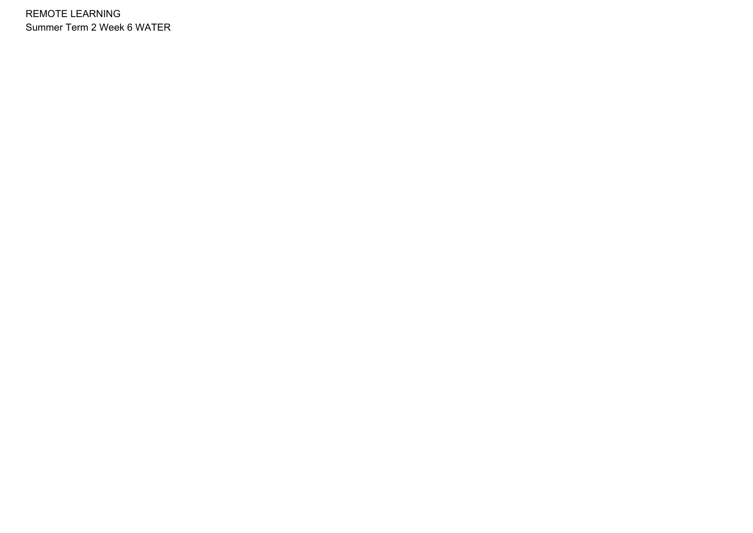REMOTE LEARNING
Summer Term 2 Week 6 WATER